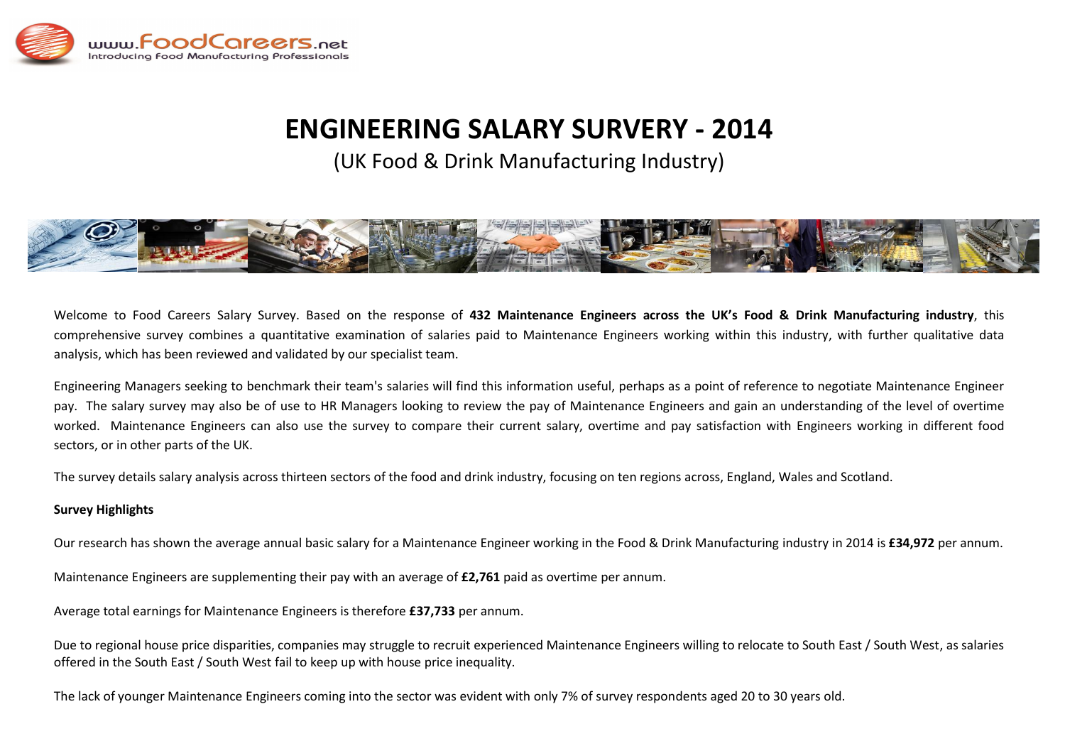www.FoodCareers.net
Introducing Food Manufacturing Professionals

# ENGINEERING SALARY SURVERY - 2014

(UK Food & Drink Manufacturing Industry)

Welcome to Food Careers Salary Survey. Based on the response of **432 Maintenance Engineers across the UK's Food & Drink Manufacturing industry**, this comprehensive survey combines a quantitative examination of salaries paid to Maintenance Engineers working within this industry, with further qualitative data analysis, which has been reviewed and validated by our specialist team.

Engineering Managers seeking to benchmark their team's salaries will find this information useful, perhaps as a point of reference to negotiate Maintenance Engineer pay. The salary survey may also be of use to HR Managers looking to review the pay of Maintenance Engineers and gain an understanding of the level of overtime worked. Maintenance Engineers can also use the survey to compare their current salary, overtime and pay satisfaction with Engineers working in different food sectors, or in other parts of the UK.

The survey details salary analysis across thirteen sectors of the food and drink industry, focusing on ten regions across, England, Wales and Scotland.

**Survey Highlights**

Our research has shown the average annual basic salary for a Maintenance Engineer working in the Food & Drink Manufacturing industry in 2014 is **£34,972** per annum.

Maintenance Engineers are supplementing their pay with an average of **£2,761** paid as overtime per annum.

Average total earnings for Maintenance Engineers is therefore **£37,733** per annum.

Due to regional house price disparities, companies may struggle to recruit experienced Maintenance Engineers willing to relocate to South East / South West, as salaries offered in the South East / South West fail to keep up with house price inequality.

The lack of younger Maintenance Engineers coming into the sector was evident with only 7% of survey respondents aged 20 to 30 years old.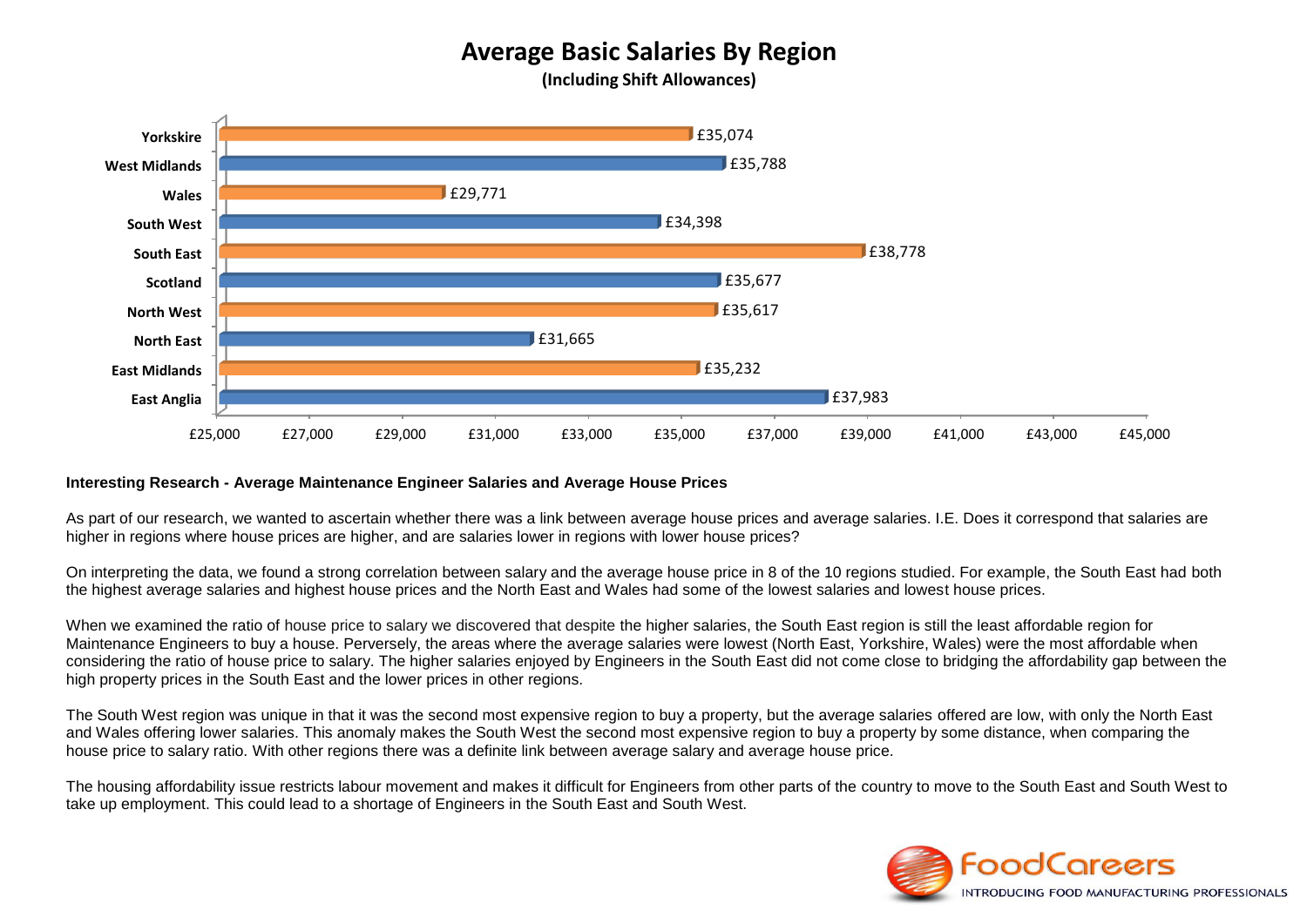## Average Basic Salaries By Region

**(Including Shift Allowances)**

| Region | Average Basic Salary |
|---|---|
| Yorkskire | £35,074 |
| West Midlands | £35,788 |
| Wales | £29,771 |
| South West | £34,398 |
| South East | £38,778 |
| Scotland | £35,677 |
| North West | £35,617 |
| North East | £31,665 |
| East Midlands | £35,232 |
| East Anglia | £37,983 |

**Interesting Research - Average Maintenance Engineer Salaries and Average House Prices**

As part of our research, we wanted to ascertain whether there was a link between average house prices and average salaries. I.E. Does it correspond that salaries are higher in regions where house prices are higher, and are salaries lower in regions with lower house prices?

On interpreting the data, we found a strong correlation between salary and the average house price in 8 of the 10 regions studied. For example, the South East had both the highest average salaries and highest house prices and the North East and Wales had some of the lowest salaries and lowest house prices.

When we examined the ratio of house price to salary we discovered that despite the higher salaries, the South East region is still the least affordable region for Maintenance Engineers to buy a house. Perversely, the areas where the average salaries were lowest (North East, Yorkshire, Wales) were the most affordable when considering the ratio of house price to salary. The higher salaries enjoyed by Engineers in the South East did not come close to bridging the affordability gap between the high property prices in the South East and the lower prices in other regions.

The South West region was unique in that it was the second most expensive region to buy a property, but the average salaries offered are low, with only the North East and Wales offering lower salaries. This anomaly makes the South West the second most expensive region to buy a property by some distance, when comparing the house price to salary ratio. With other regions there was a definite link between average salary and average house price.

The housing affordability issue restricts labour movement and makes it difficult for Engineers from other parts of the country to move to the South East and South West to take up employment. This could lead to a shortage of Engineers in the South East and South West.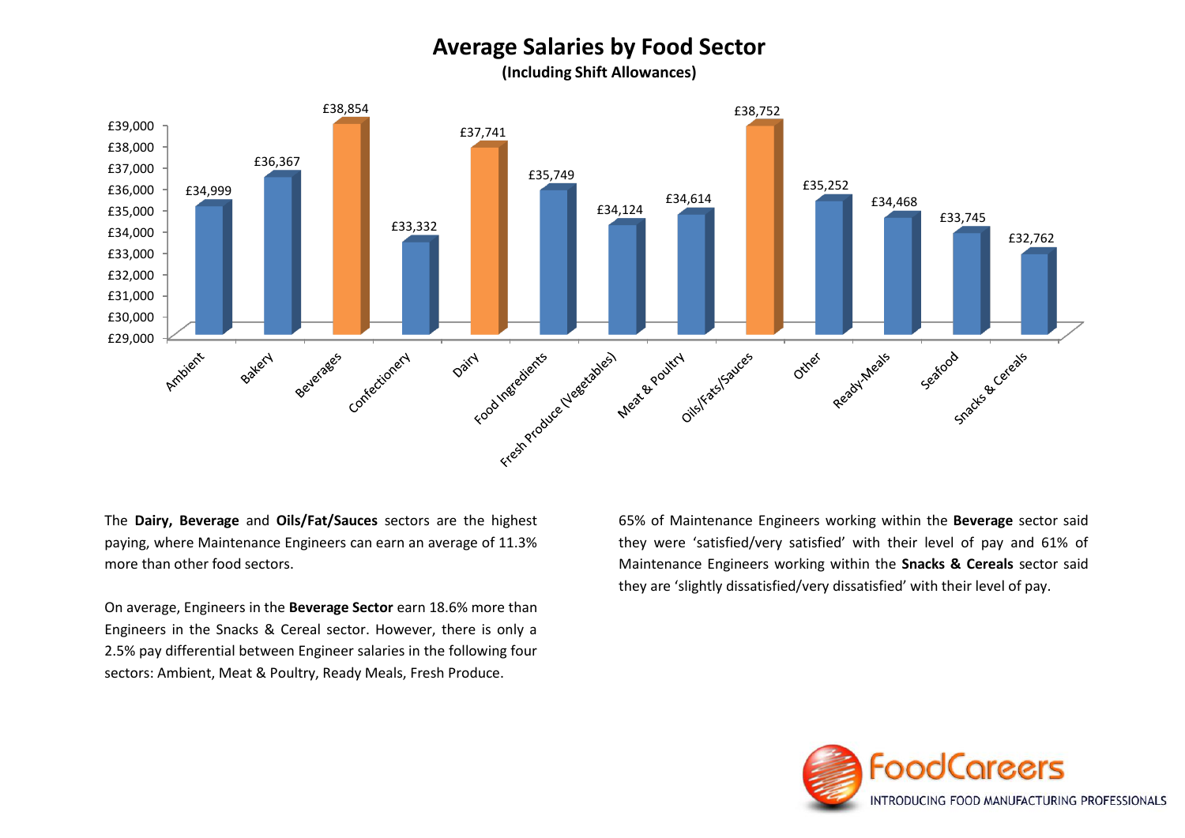# Average Salaries by Food Sector

**(Including Shift Allowances)**

| Sector | Average Salary |
|---|---|
| Ambient | £34,999 |
| Bakery | £36,367 |
| Beverages | £38,854 |
| Confectionery | £33,332 |
| Dairy | £37,741 |
| Food Ingredients | £35,749 |
| Fresh Produce (Vegetables) | £34,124 |
| Meat & Poultry | £34,614 |
| Oils/Fats/Sauces | £38,752 |
| Other | £35,252 |
| Ready-Meals | £34,468 |
| Seafood | £33,745 |
| Snacks & Cereals | £32,762 |

The **Dairy, Beverage** and **Oils/Fat/Sauces** sectors are the highest paying, where Maintenance Engineers can earn an average of 11.3% more than other food sectors.

On average, Engineers in the **Beverage Sector** earn 18.6% more than Engineers in the Snacks & Cereal sector. However, there is only a 2.5% pay differential between Engineer salaries in the following four sectors: Ambient, Meat & Poultry, Ready Meals, Fresh Produce.

65% of Maintenance Engineers working within the **Beverage** sector said they were 'satisfied/very satisfied' with their level of pay and 61% of Maintenance Engineers working within the **Snacks & Cereals** sector said they are 'slightly dissatisfied/very dissatisfied' with their level of pay.

FoodCareers

INTRODUCING FOOD MANUFACTURING PROFESSIONALS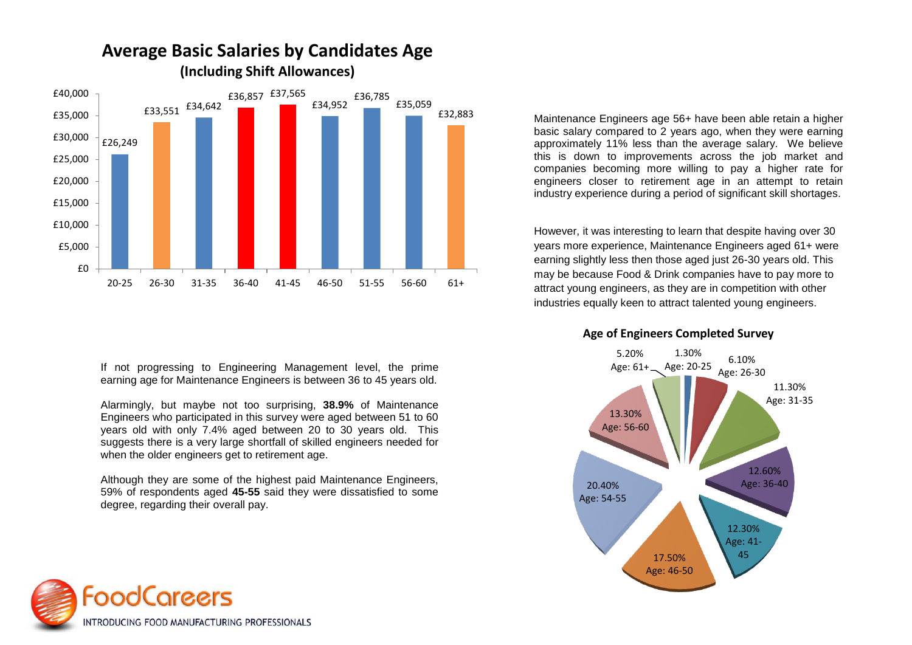## Average Basic Salaries by Candidates Age

**(Including Shift Allowances)**

| Age | Average Basic Salary |
|---|---|
| 20-25 | £26,249 |
| 26-30 | £33,551 |
| 31-35 | £34,642 |
| 36-40 | £36,857 |
| 41-45 | £37,565 |
| 46-50 | £34,952 |
| 51-55 | £36,785 |
| 56-60 | £35,059 |
| 61+ | £32,883 |

Maintenance Engineers age 56+ have been able retain a higher basic salary compared to 2 years ago, when they were earning approximately 11% less than the average salary. We believe this is down to improvements across the job market and companies becoming more willing to pay a higher rate for engineers closer to retirement age in an attempt to retain industry experience during a period of significant skill shortages.

However, it was interesting to learn that despite having over 30 years more experience, Maintenance Engineers aged 61+ were earning slightly less then those aged just 26-30 years old. This may be because Food & Drink companies have to pay more to attract young engineers, as they are in competition with other industries equally keen to attract talented young engineers.

If not progressing to Engineering Management level, the prime earning age for Maintenance Engineers is between 36 to 45 years old.

Alarmingly, but maybe not too surprising, **38.9%** of Maintenance Engineers who participated in this survey were aged between 51 to 60 years old with only 7.4% aged between 20 to 30 years old. This suggests there is a very large shortfall of skilled engineers needed for when the older engineers get to retirement age.

Although they are some of the highest paid Maintenance Engineers, 59% of respondents aged **45-55** said they were dissatisfied to some degree, regarding their overall pay.

### Age of Engineers Completed Survey

| Age | Percentage |
|---|---|
| Age: 20-25 | 1.30% |
| Age: 26-30 | 6.10% |
| Age: 31-35 | 11.30% |
| Age: 36-40 | 12.60% |
| Age: 41-45 | 12.30% |
| Age: 46-50 | 17.50% |
| Age: 54-55 | 20.40% |
| Age: 56-60 | 13.30% |
| Age: 61+ | 5.20% |

FoodCareers
INTRODUCING FOOD MANUFACTURING PROFESSIONALS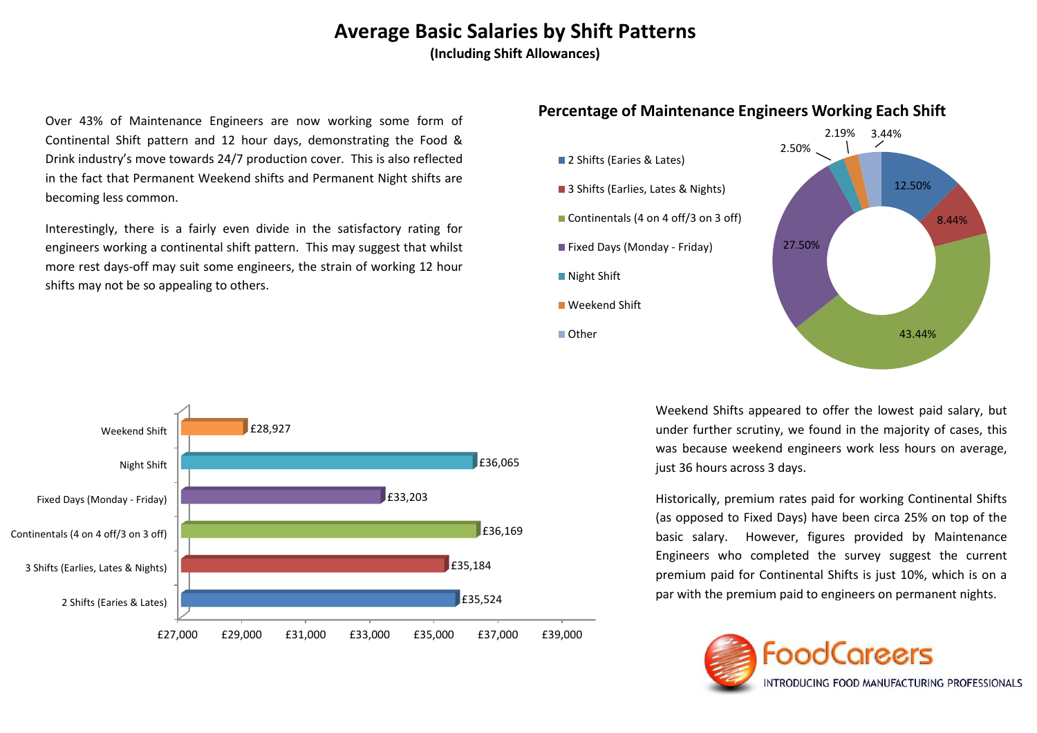# Average Basic Salaries by Shift Patterns

**(Including Shift Allowances)**

Over 43% of Maintenance Engineers are now working some form of Continental Shift pattern and 12 hour days, demonstrating the Food & Drink industry's move towards 24/7 production cover. This is also reflected in the fact that Permanent Weekend shifts and Permanent Night shifts are becoming less common.

Interestingly, there is a fairly even divide in the satisfactory rating for engineers working a continental shift pattern. This may suggest that whilst more rest days-off may suit some engineers, the strain of working 12 hour shifts may not be so appealing to others.

## Percentage of Maintenance Engineers Working Each Shift

| Shift | Percentage |
|---|---|
| 2 Shifts (Earies & Lates) | 12.50% |
| 3 Shifts (Earlies, Lates & Nights) | 8.44% |
| Continentals (4 on 4 off/3 on 3 off) | 43.44% |
| Fixed Days (Monday - Friday) | 27.50% |
| Night Shift | 2.50% |
| Weekend Shift | 2.19% |
| Other | 3.44% |

| Shift | Average Basic Salary |
|---|---|
| Weekend Shift | £28,927 |
| Night Shift | £36,065 |
| Fixed Days (Monday - Friday) | £33,203 |
| Continentals (4 on 4 off/3 on 3 off) | £36,169 |
| 3 Shifts (Earlies, Lates & Nights) | £35,184 |
| 2 Shifts (Earies & Lates) | £35,524 |

Weekend Shifts appeared to offer the lowest paid salary, but under further scrutiny, we found in the majority of cases, this was because weekend engineers work less hours on average, just 36 hours across 3 days.

Historically, premium rates paid for working Continental Shifts (as opposed to Fixed Days) have been circa 25% on top of the basic salary. However, figures provided by Maintenance Engineers who completed the survey suggest the current premium paid for Continental Shifts is just 10%, which is on a par with the premium paid to engineers on permanent nights.

FoodCareers
INTRODUCING FOOD MANUFACTURING PROFESSIONALS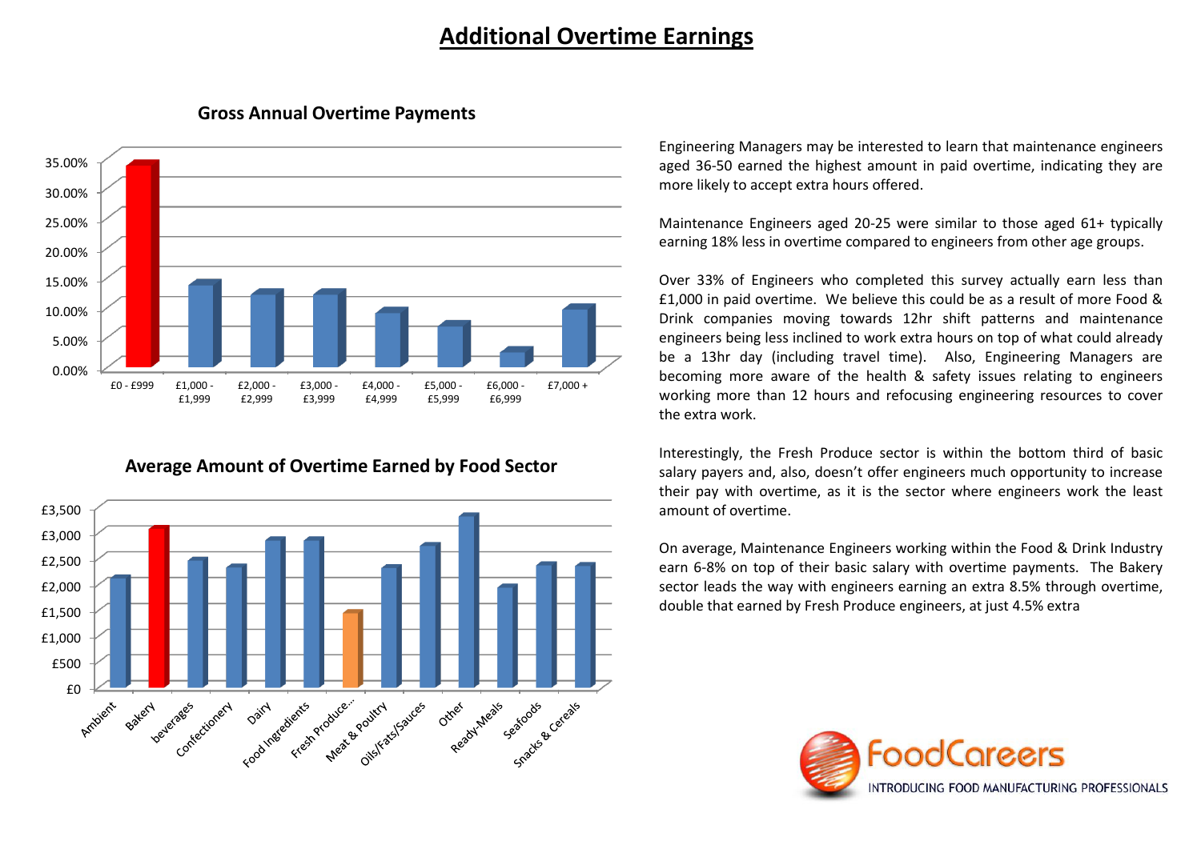# Additional Overtime Earnings

### Gross Annual Overtime Payments

### Average Amount of Overtime Earned by Food Sector

Engineering Managers may be interested to learn that maintenance engineers aged 36-50 earned the highest amount in paid overtime, indicating they are more likely to accept extra hours offered.

Maintenance Engineers aged 20-25 were similar to those aged 61+ typically earning 18% less in overtime compared to engineers from other age groups.

Over 33% of Engineers who completed this survey actually earn less than £1,000 in paid overtime. We believe this could be as a result of more Food & Drink companies moving towards 12hr shift patterns and maintenance engineers being less inclined to work extra hours on top of what could already be a 13hr day (including travel time). Also, Engineering Managers are becoming more aware of the health & safety issues relating to engineers working more than 12 hours and refocusing engineering resources to cover the extra work.

Interestingly, the Fresh Produce sector is within the bottom third of basic salary payers and, also, doesn't offer engineers much opportunity to increase their pay with overtime, as it is the sector where engineers work the least amount of overtime.

On average, Maintenance Engineers working within the Food & Drink Industry earn 6-8% on top of their basic salary with overtime payments. The Bakery sector leads the way with engineers earning an extra 8.5% through overtime, double that earned by Fresh Produce engineers, at just 4.5% extra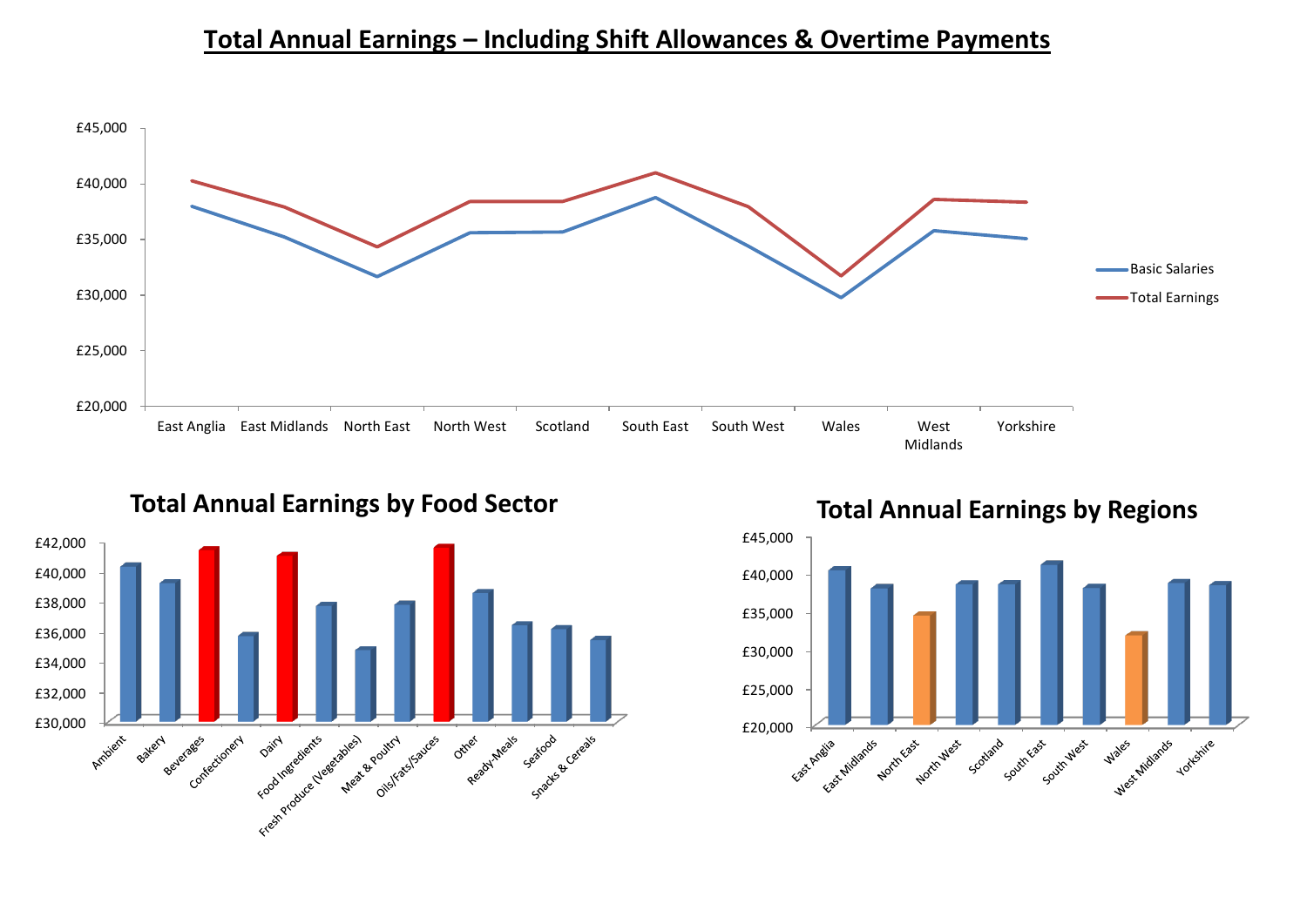# Total Annual Earnings – Including Shift Allowances & Overtime Payments

## Total Annual Earnings by Food Sector

## Total Annual Earnings by Regions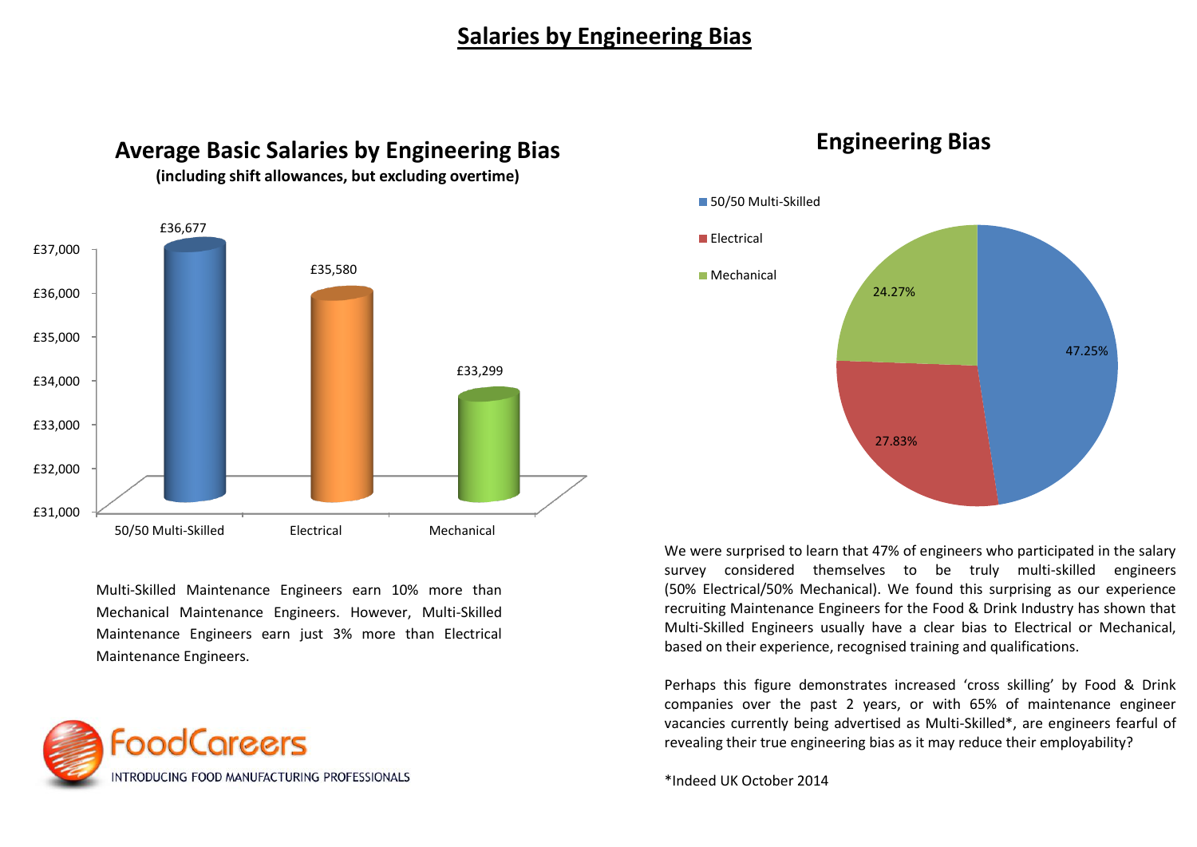# Salaries by Engineering Bias

## Average Basic Salaries by Engineering Bias

**(including shift allowances, but excluding overtime)**

| Engineering Bias | Average Basic Salary |
|---|---|
| 50/50 Multi-Skilled | £36,677 |
| Electrical | £35,580 |
| Mechanical | £33,299 |

Multi-Skilled Maintenance Engineers earn 10% more than Mechanical Maintenance Engineers. However, Multi-Skilled Maintenance Engineers earn just 3% more than Electrical Maintenance Engineers.

## Engineering Bias

| Engineering Bias | Percentage |
|---|---|
| 50/50 Multi-Skilled | 47.25% |
| Electrical | 27.83% |
| Mechanical | 24.27% |

We were surprised to learn that 47% of engineers who participated in the salary survey considered themselves to be truly multi-skilled engineers (50% Electrical/50% Mechanical). We found this surprising as our experience recruiting Maintenance Engineers for the Food & Drink Industry has shown that Multi-Skilled Engineers usually have a clear bias to Electrical or Mechanical, based on their experience, recognised training and qualifications.

Perhaps this figure demonstrates increased 'cross skilling' by Food & Drink companies over the past 2 years, or with 65% of maintenance engineer vacancies currently being advertised as Multi-Skilled*, are engineers fearful of revealing their true engineering bias as it may reduce their employability?

*Indeed UK October 2014

FoodCareers

INTRODUCING FOOD MANUFACTURING PROFESSIONALS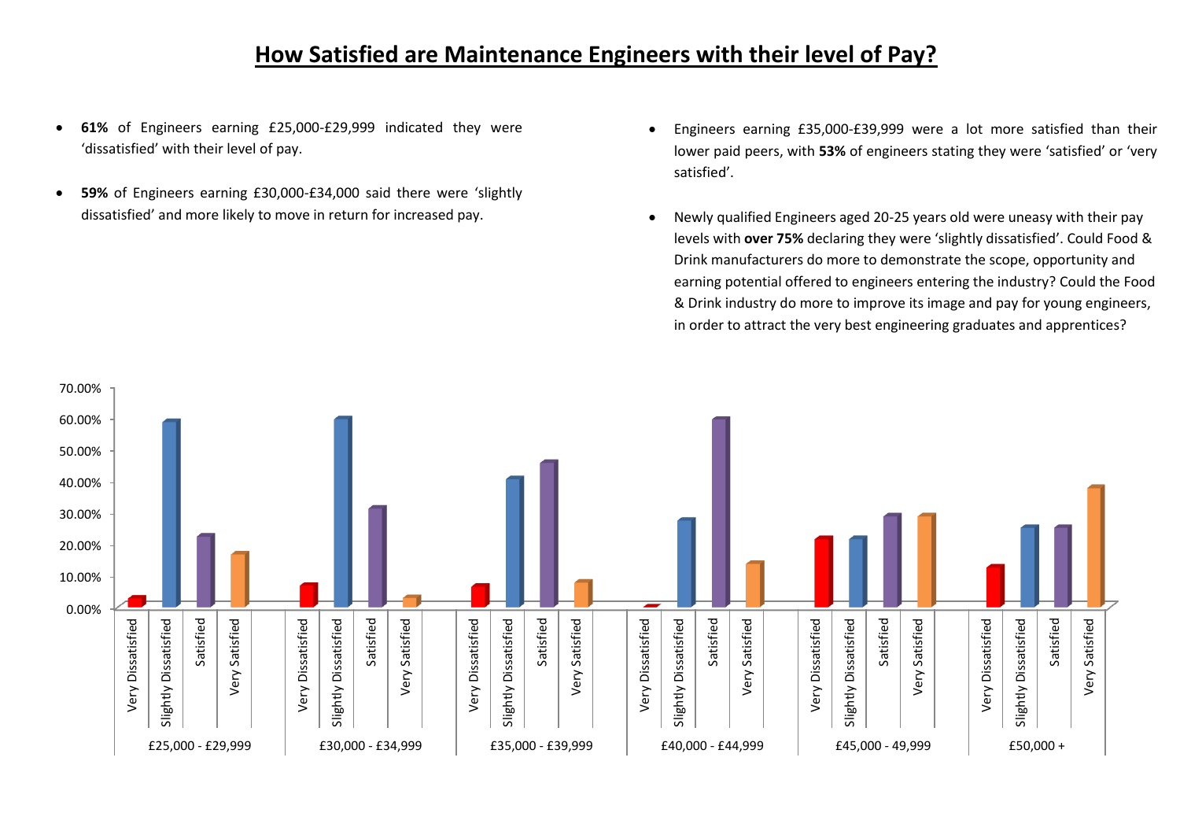# How Satisfied are Maintenance Engineers with their level of Pay?

- **61%** of Engineers earning £25,000-£29,999 indicated they were 'dissatisfied' with their level of pay.
- **59%** of Engineers earning £30,000-£34,000 said there were 'slightly dissatisfied' and more likely to move in return for increased pay.
- Engineers earning £35,000-£39,999 were a lot more satisfied than their lower paid peers, with **53%** of engineers stating they were 'satisfied' or 'very satisfied'.
- Newly qualified Engineers aged 20-25 years old were uneasy with their pay levels with **over 75%** declaring they were 'slightly dissatisfied'. Could Food & Drink manufacturers do more to demonstrate the scope, opportunity and earning potential offered to engineers entering the industry? Could the Food & Drink industry do more to improve its image and pay for young engineers, in order to attract the very best engineering graduates and apprentices?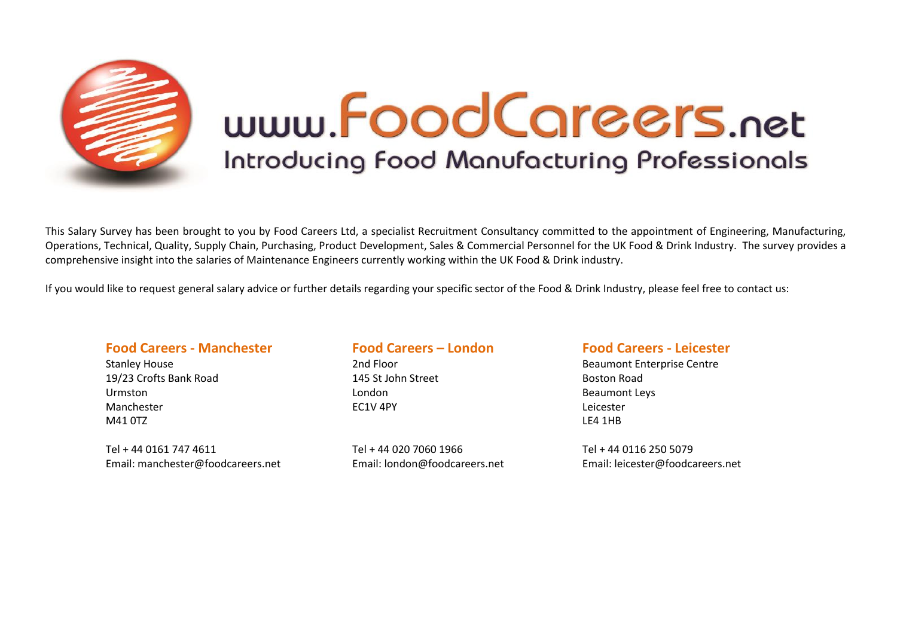# www.FoodCareers.net

## Introducing Food Manufacturing Professionals

This Salary Survey has been brought to you by Food Careers Ltd, a specialist Recruitment Consultancy committed to the appointment of Engineering, Manufacturing, Operations, Technical, Quality, Supply Chain, Purchasing, Product Development, Sales & Commercial Personnel for the UK Food & Drink Industry. The survey provides a comprehensive insight into the salaries of Maintenance Engineers currently working within the UK Food & Drink industry.

If you would like to request general salary advice or further details regarding your specific sector of the Food & Drink Industry, please feel free to contact us:

### Food Careers - Manchester

Stanley House
19/23 Crofts Bank Road
Urmston
Manchester
M41 0TZ

Tel + 44 0161 747 4611
Email: manchester@foodcareers.net

### Food Careers – London

2nd Floor
145 St John Street
London
EC1V 4PY

Tel + 44 020 7060 1966
Email: london@foodcareers.net

### Food Careers - Leicester

Beaumont Enterprise Centre
Boston Road
Beaumont Leys
Leicester
LE4 1HB

Tel + 44 0116 250 5079
Email: leicester@foodcareers.net